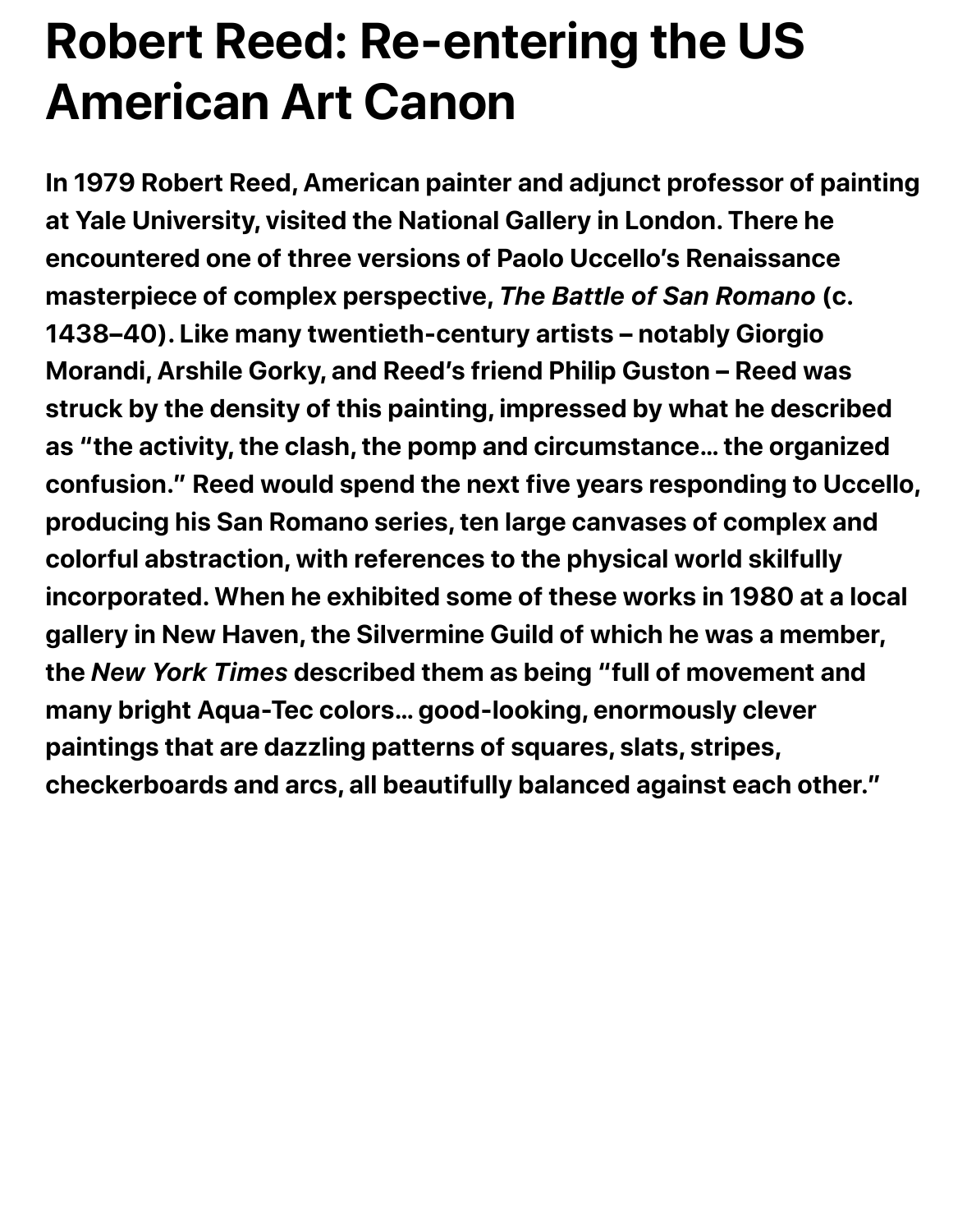# Robert Reed: Re-entering the US American Art Canon

**In 1979 Robert Reed, American painter and adjunct professor of painting at Yale University, visited the National Gallery in London. There he encountered one of three versions of Paolo Uccello's Renaissance masterpiece of complex perspective, *The Battle of San Romano* (c. 1438–40). Like many twentieth-century artists – notably Giorgio Morandi, Arshile Gorky, and Reed's friend Philip Guston – Reed was struck by the density of this painting, impressed by what he described as "the activity, the clash, the pomp and circumstance… the organized confusion." Reed would spend the next five years responding to Uccello, producing his San Romano series, ten large canvases of complex and colorful abstraction, with references to the physical world skilfully incorporated. When he exhibited some of these works in 1980 at a local gallery in New Haven, the Silvermine Guild of which he was a member, the *New York Times* described them as being "full of movement and many bright Aqua-Tec colors… good-looking, enormously clever paintings that are dazzling patterns of squares, slats, stripes, checkerboards and arcs, all beautifully balanced against each other."**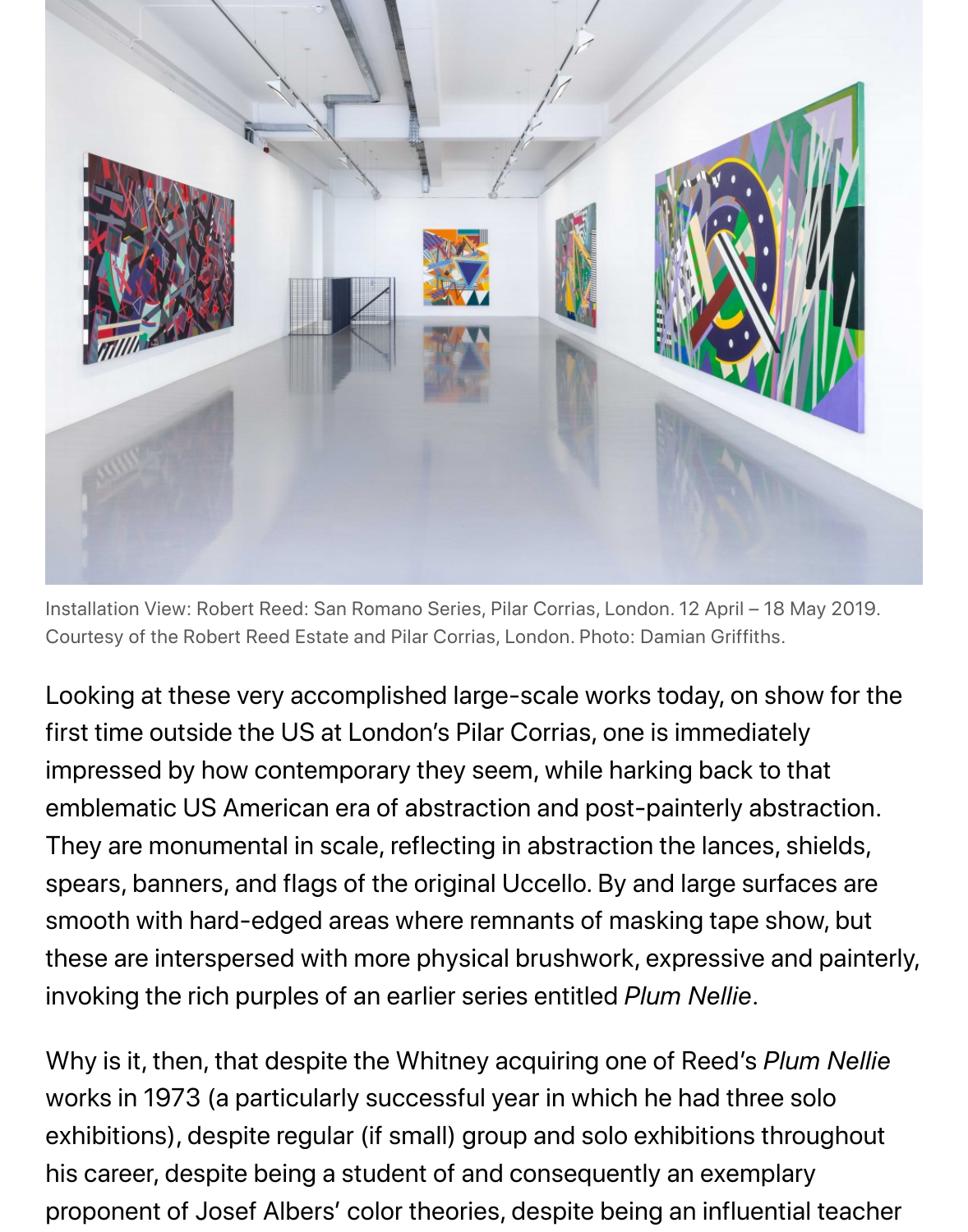Installation View: Robert Reed: San Romano Series, Pilar Corrias, London. 12 April – 18 May 2019. Courtesy of the Robert Reed Estate and Pilar Corrias, London. Photo: Damian Griffiths.

Looking at these very accomplished large-scale works today, on show for the first time outside the US at London's Pilar Corrias, one is immediately impressed by how contemporary they seem, while harking back to that emblematic US American era of abstraction and post-painterly abstraction. They are monumental in scale, reflecting in abstraction the lances, shields, spears, banners, and flags of the original Uccello. By and large surfaces are smooth with hard-edged areas where remnants of masking tape show, but these are interspersed with more physical brushwork, expressive and painterly, invoking the rich purples of an earlier series entitled *Plum Nellie*.

Why is it, then, that despite the Whitney acquiring one of Reed's *Plum Nellie* works in 1973 (a particularly successful year in which he had three solo exhibitions), despite regular (if small) group and solo exhibitions throughout his career, despite being a student of and consequently an exemplary proponent of Josef Albers' color theories, despite being an influential teacher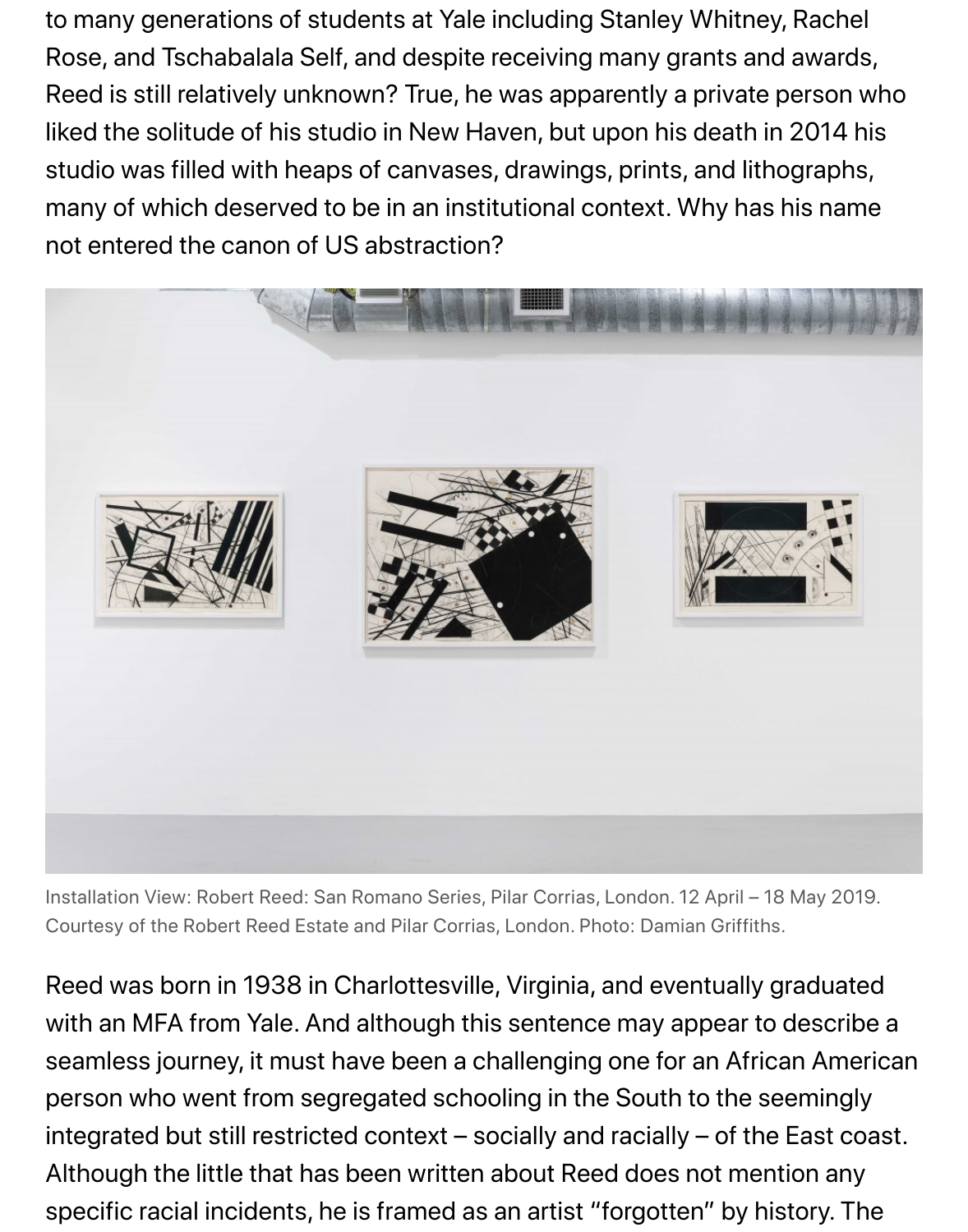to many generations of students at Yale including Stanley Whitney, Rachel Rose, and Tschabalala Self, and despite receiving many grants and awards, Reed is still relatively unknown? True, he was apparently a private person who liked the solitude of his studio in New Haven, but upon his death in 2014 his studio was filled with heaps of canvases, drawings, prints, and lithographs, many of which deserved to be in an institutional context. Why has his name not entered the canon of US abstraction?

Installation View: Robert Reed: San Romano Series, Pilar Corrias, London. 12 April – 18 May 2019. Courtesy of the Robert Reed Estate and Pilar Corrias, London. Photo: Damian Griffiths.

Reed was born in 1938 in Charlottesville, Virginia, and eventually graduated with an MFA from Yale. And although this sentence may appear to describe a seamless journey, it must have been a challenging one for an African American person who went from segregated schooling in the South to the seemingly integrated but still restricted context – socially and racially – of the East coast. Although the little that has been written about Reed does not mention any specific racial incidents, he is framed as an artist "forgotten" by history. The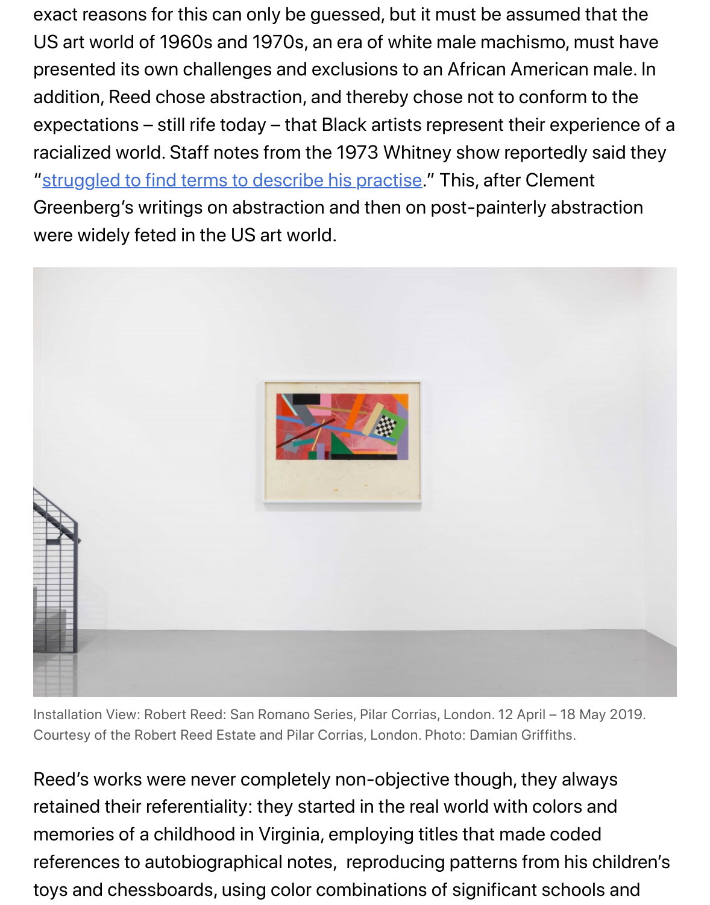exact reasons for this can only be guessed, but it must be assumed that the US art world of 1960s and 1970s, an era of white male machismo, must have presented its own challenges and exclusions to an African American male. In addition, Reed chose abstraction, and thereby chose not to conform to the expectations – still rife today – that Black artists represent their experience of a racialized world. Staff notes from the 1973 Whitney show reportedly said they "struggled to find terms to describe his practise." This, after Clement Greenberg's writings on abstraction and then on post-painterly abstraction were widely feted in the US art world.

Installation View: Robert Reed: San Romano Series, Pilar Corrias, London. 12 April – 18 May 2019. Courtesy of the Robert Reed Estate and Pilar Corrias, London. Photo: Damian Griffiths.

Reed's works were never completely non-objective though, they always retained their referentiality: they started in the real world with colors and memories of a childhood in Virginia, employing titles that made coded references to autobiographical notes, reproducing patterns from his children's toys and chessboards, using color combinations of significant schools and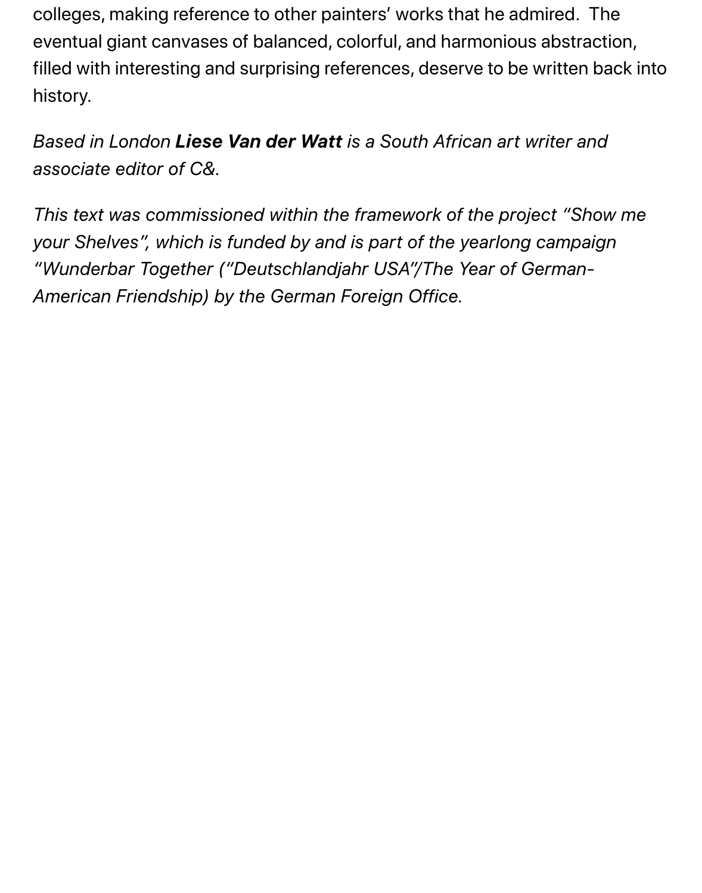colleges, making reference to other painters' works that he admired. The eventual giant canvases of balanced, colorful, and harmonious abstraction, filled with interesting and surprising references, deserve to be written back into history.

*Based in London* ***Liese Van der Watt*** *is a South African art writer and associate editor of C&.*

*This text was commissioned within the framework of the project "Show me your Shelves", which is funded by and is part of the yearlong campaign "Wunderbar Together ("Deutschlandjahr USA"/The Year of German-American Friendship) by the German Foreign Office.*